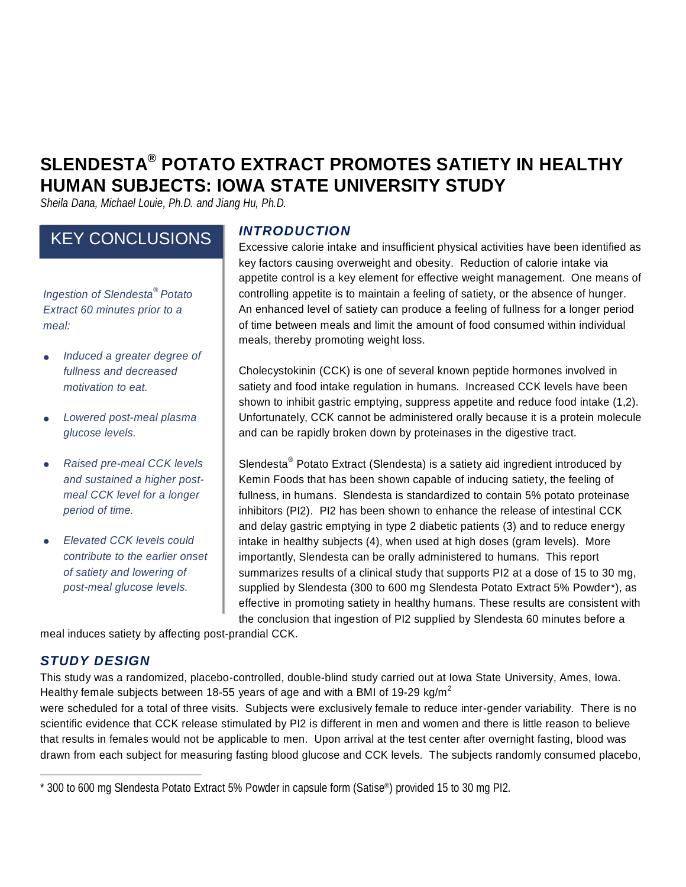# SLENDESTA® POTATO EXTRACT PROMOTES SATIETY IN HEALTHY HUMAN SUBJECTS: IOWA STATE UNIVERSITY STUDY

*Sheila Dana, Michael Louie, Ph.D. and Jiang Hu, Ph.D.*

## KEY CONCLUSIONS

*Ingestion of Slendesta® Potato Extract 60 minutes prior to a meal:*

- *Induced a greater degree of fullness and decreased motivation to eat.*
- *Lowered post-meal plasma glucose levels.*
- *Raised pre-meal CCK levels and sustained a higher post-meal CCK level for a longer period of time.*
- *Elevated CCK levels could contribute to the earlier onset of satiety and lowering of post-meal glucose levels.*

## INTRODUCTION

Excessive calorie intake and insufficient physical activities have been identified as key factors causing overweight and obesity. Reduction of calorie intake via appetite control is a key element for effective weight management. One means of controlling appetite is to maintain a feeling of satiety, or the absence of hunger. An enhanced level of satiety can produce a feeling of fullness for a longer period of time between meals and limit the amount of food consumed within individual meals, thereby promoting weight loss.

Cholecystokinin (CCK) is one of several known peptide hormones involved in satiety and food intake regulation in humans. Increased CCK levels have been shown to inhibit gastric emptying, suppress appetite and reduce food intake (1,2). Unfortunately, CCK cannot be administered orally because it is a protein molecule and can be rapidly broken down by proteinases in the digestive tract.

Slendesta® Potato Extract (Slendesta) is a satiety aid ingredient introduced by Kemin Foods that has been shown capable of inducing satiety, the feeling of fullness, in humans. Slendesta is standardized to contain 5% potato proteinase inhibitors (PI2). PI2 has been shown to enhance the release of intestinal CCK and delay gastric emptying in type 2 diabetic patients (3) and to reduce energy intake in healthy subjects (4), when used at high doses (gram levels). More importantly, Slendesta can be orally administered to humans. This report summarizes results of a clinical study that supports PI2 at a dose of 15 to 30 mg, supplied by Slendesta (300 to 600 mg Slendesta Potato Extract 5% Powder*), as effective in promoting satiety in healthy humans. These results are consistent with the conclusion that ingestion of PI2 supplied by Slendesta 60 minutes before a meal induces satiety by affecting post-prandial CCK.

## STUDY DESIGN

This study was a randomized, placebo-controlled, double-blind study carried out at Iowa State University, Ames, Iowa. Healthy female subjects between 18-55 years of age and with a BMI of 19-29 kg/m$^2$ were scheduled for a total of three visits. Subjects were exclusively female to reduce inter-gender variability. There is no scientific evidence that CCK release stimulated by PI2 is different in men and women and there is little reason to believe that results in females would not be applicable to men. Upon arrival at the test center after overnight fasting, blood was drawn from each subject for measuring fasting blood glucose and CCK levels. The subjects randomly consumed placebo,

---

* 300 to 600 mg Slendesta Potato Extract 5% Powder in capsule form (Satise®) provided 15 to 30 mg PI2.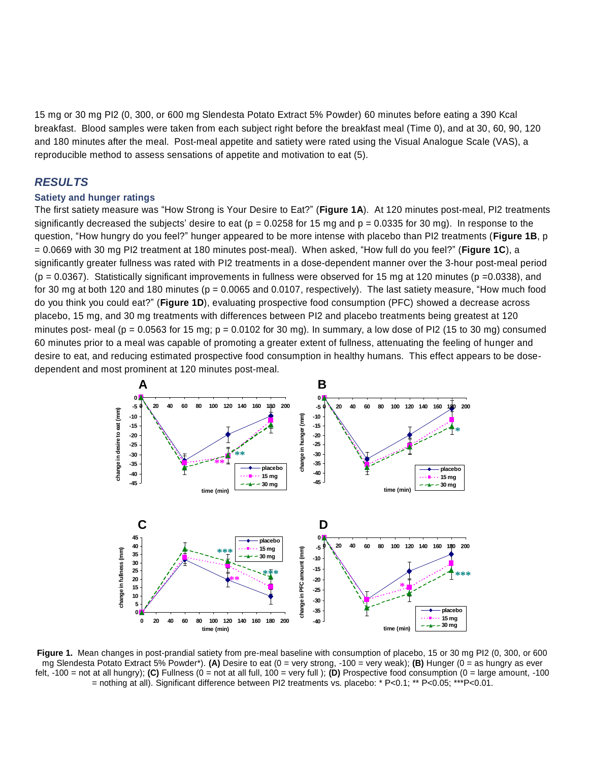15 mg or 30 mg PI2 (0, 300, or 600 mg Slendesta Potato Extract 5% Powder) 60 minutes before eating a 390 Kcal breakfast. Blood samples were taken from each subject right before the breakfast meal (Time 0), and at 30, 60, 90, 120 and 180 minutes after the meal. Post-meal appetite and satiety were rated using the Visual Analogue Scale (VAS), a reproducible method to assess sensations of appetite and motivation to eat (5).

## *RESULTS*

### Satiety and hunger ratings

The first satiety measure was "How Strong is Your Desire to Eat?" (**Figure 1A**). At 120 minutes post-meal, PI2 treatments significantly decreased the subjects' desire to eat ($p = 0.0258$ for 15 mg and $p = 0.0335$ for 30 mg). In response to the question, "How hungry do you feel?" hunger appeared to be more intense with placebo than PI2 treatments (**Figure 1B**, $p = 0.0669$ with 30 mg PI2 treatment at 180 minutes post-meal). When asked, "How full do you feel?" (**Figure 1C**), a significantly greater fullness was rated with PI2 treatments in a dose-dependent manner over the 3-hour post-meal period ($p = 0.0367$). Statistically significant improvements in fullness were observed for 15 mg at 120 minutes ($p = 0.0338$), and for 30 mg at both 120 and 180 minutes ($p = 0.0065$ and $0.0107$, respectively). The last satiety measure, "How much food do you think you could eat?" (**Figure 1D**), evaluating prospective food consumption (PFC) showed a decrease across placebo, 15 mg, and 30 mg treatments with differences between PI2 and placebo treatments being greatest at 120 minutes post- meal ($p = 0.0563$ for 15 mg; $p = 0.0102$ for 30 mg). In summary, a low dose of PI2 (15 to 30 mg) consumed 60 minutes prior to a meal was capable of promoting a greater extent of fullness, attenuating the feeling of hunger and desire to eat, and reducing estimated prospective food consumption in healthy humans. This effect appears to be dose-dependent and most prominent at 120 minutes post-meal.

**Figure 1.** Mean changes in post-prandial satiety from pre-meal baseline with consumption of placebo, 15 or 30 mg PI2 (0, 300, or 600 mg Slendesta Potato Extract 5% Powder*). **(A)** Desire to eat (0 = very strong, -100 = very weak); **(B)** Hunger (0 = as hungry as ever felt, -100 = not at all hungry); **(C)** Fullness (0 = not at all full, 100 = very full ); **(D)** Prospective food consumption (0 = large amount, -100 = nothing at all). Significant difference between PI2 treatments vs. placebo: * $P<0.1$; ** $P<0.05$; *** $P<0.01$.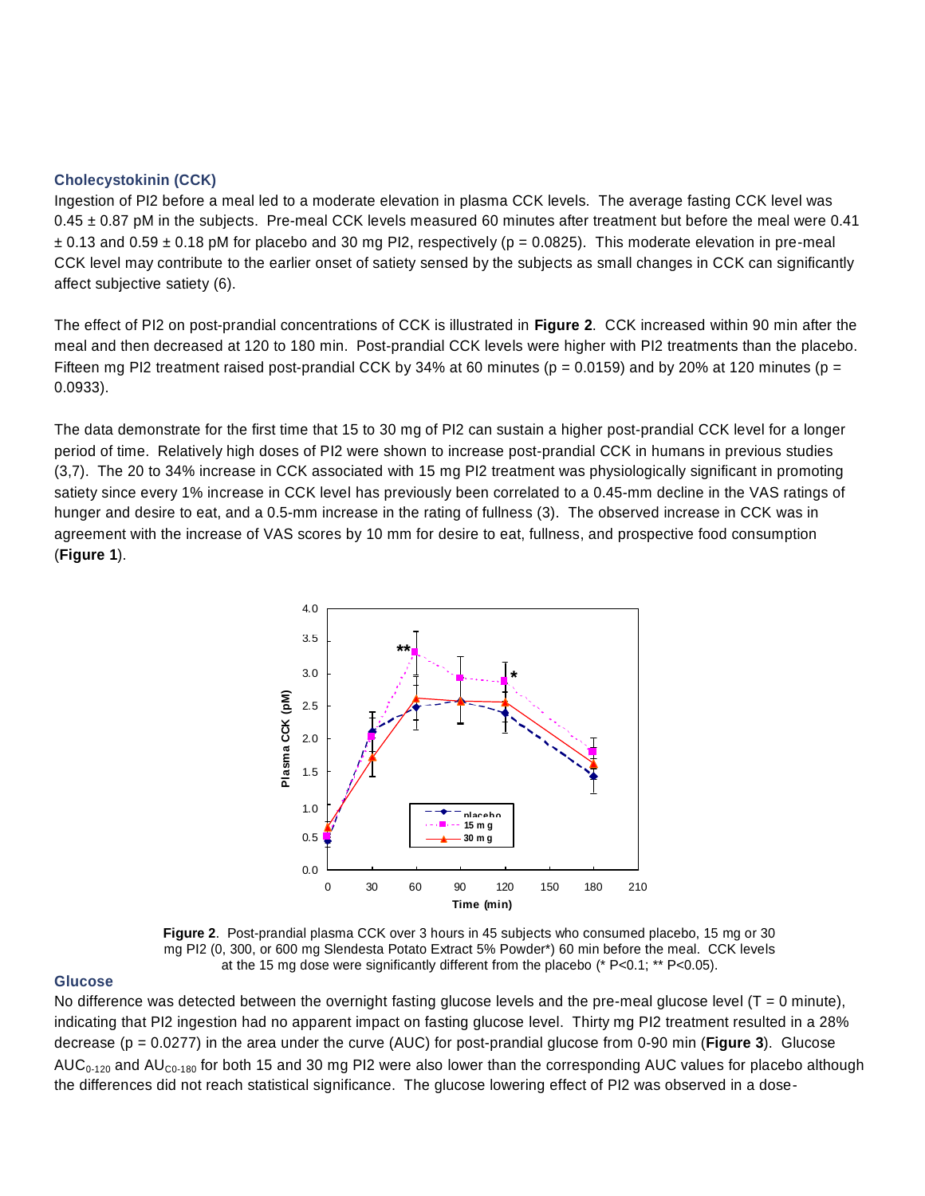### Cholecystokinin (CCK)

Ingestion of PI2 before a meal led to a moderate elevation in plasma CCK levels. The average fasting CCK level was 0.45 ± 0.87 pM in the subjects. Pre-meal CCK levels measured 60 minutes after treatment but before the meal were 0.41 ± 0.13 and 0.59 ± 0.18 pM for placebo and 30 mg PI2, respectively (p = 0.0825). This moderate elevation in pre-meal CCK level may contribute to the earlier onset of satiety sensed by the subjects as small changes in CCK can significantly affect subjective satiety (6).

The effect of PI2 on post-prandial concentrations of CCK is illustrated in **Figure 2**. CCK increased within 90 min after the meal and then decreased at 120 to 180 min. Post-prandial CCK levels were higher with PI2 treatments than the placebo. Fifteen mg PI2 treatment raised post-prandial CCK by 34% at 60 minutes (p = 0.0159) and by 20% at 120 minutes (p = 0.0933).

The data demonstrate for the first time that 15 to 30 mg of PI2 can sustain a higher post-prandial CCK level for a longer period of time. Relatively high doses of PI2 were shown to increase post-prandial CCK in humans in previous studies (3,7). The 20 to 34% increase in CCK associated with 15 mg PI2 treatment was physiologically significant in promoting satiety since every 1% increase in CCK level has previously been correlated to a 0.45-mm decline in the VAS ratings of hunger and desire to eat, and a 0.5-mm increase in the rating of fullness (3). The observed increase in CCK was in agreement with the increase of VAS scores by 10 mm for desire to eat, fullness, and prospective food consumption (**Figure 1**).

**Figure 2**. Post-prandial plasma CCK over 3 hours in 45 subjects who consumed placebo, 15 mg or 30 mg PI2 (0, 300, or 600 mg Slendesta Potato Extract 5% Powder*) 60 min before the meal. CCK levels at the 15 mg dose were significantly different from the placebo (* P<0.1; ** P<0.05).

### Glucose

No difference was detected between the overnight fasting glucose levels and the pre-meal glucose level (T = 0 minute), indicating that PI2 ingestion had no apparent impact on fasting glucose level. Thirty mg PI2 treatment resulted in a 28% decrease (p = 0.0277) in the area under the curve (AUC) for post-prandial glucose from 0-90 min (**Figure 3**). Glucose $AUC_{0\text{-}120}$ and $AU_{C0\text{-}180}$ for both 15 and 30 mg PI2 were also lower than the corresponding AUC values for placebo although the differences did not reach statistical significance. The glucose lowering effect of PI2 was observed in a dose-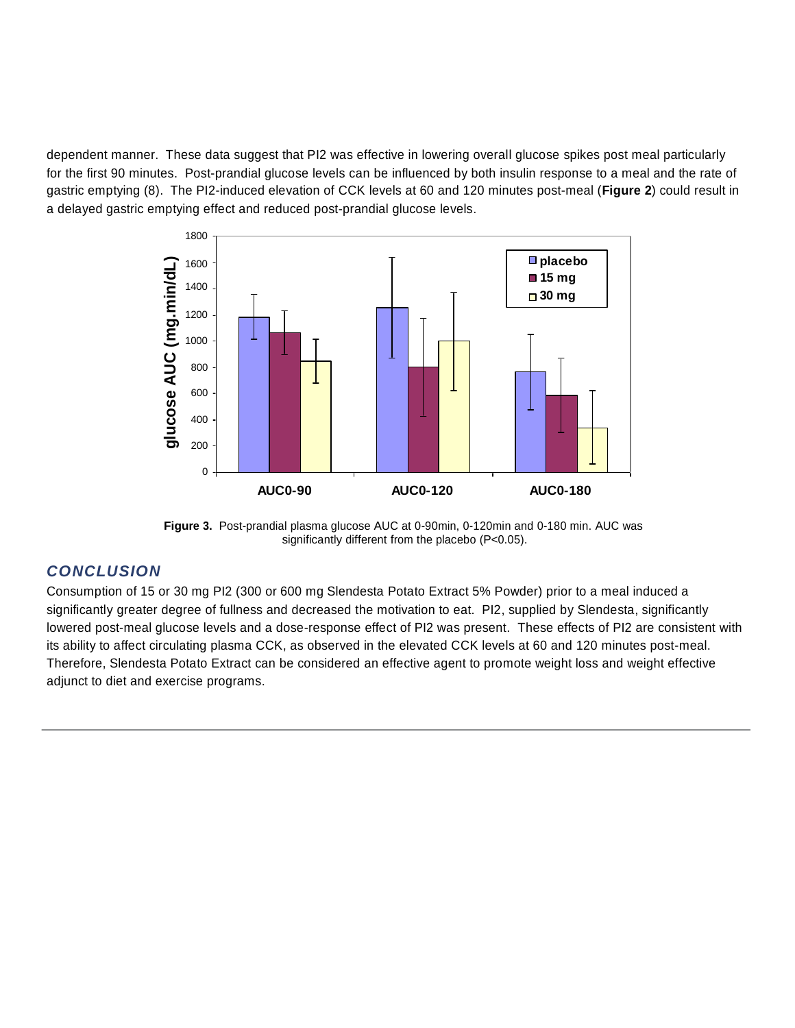dependent manner. These data suggest that PI2 was effective in lowering overall glucose spikes post meal particularly for the first 90 minutes. Post-prandial glucose levels can be influenced by both insulin response to a meal and the rate of gastric emptying (8). The PI2-induced elevation of CCK levels at 60 and 120 minutes post-meal (**Figure 2**) could result in a delayed gastric emptying effect and reduced post-prandial glucose levels.

glucose AUC (mg.min/dL)

1800
1600
1400
1200
1000
800
600
400
200
0

placebo
15 mg
30 mg

AUC0-90
AUC0-120
AUC0-180

**Figure 3.** Post-prandial plasma glucose AUC at 0-90min, 0-120min and 0-180 min. AUC was significantly different from the placebo (P<0.05).

## *CONCLUSION*

Consumption of 15 or 30 mg PI2 (300 or 600 mg Slendesta Potato Extract 5% Powder) prior to a meal induced a significantly greater degree of fullness and decreased the motivation to eat. PI2, supplied by Slendesta, significantly lowered post-meal glucose levels and a dose-response effect of PI2 was present. These effects of PI2 are consistent with its ability to affect circulating plasma CCK, as observed in the elevated CCK levels at 60 and 120 minutes post-meal. Therefore, Slendesta Potato Extract can be considered an effective agent to promote weight loss and weight effective adjunct to diet and exercise programs.